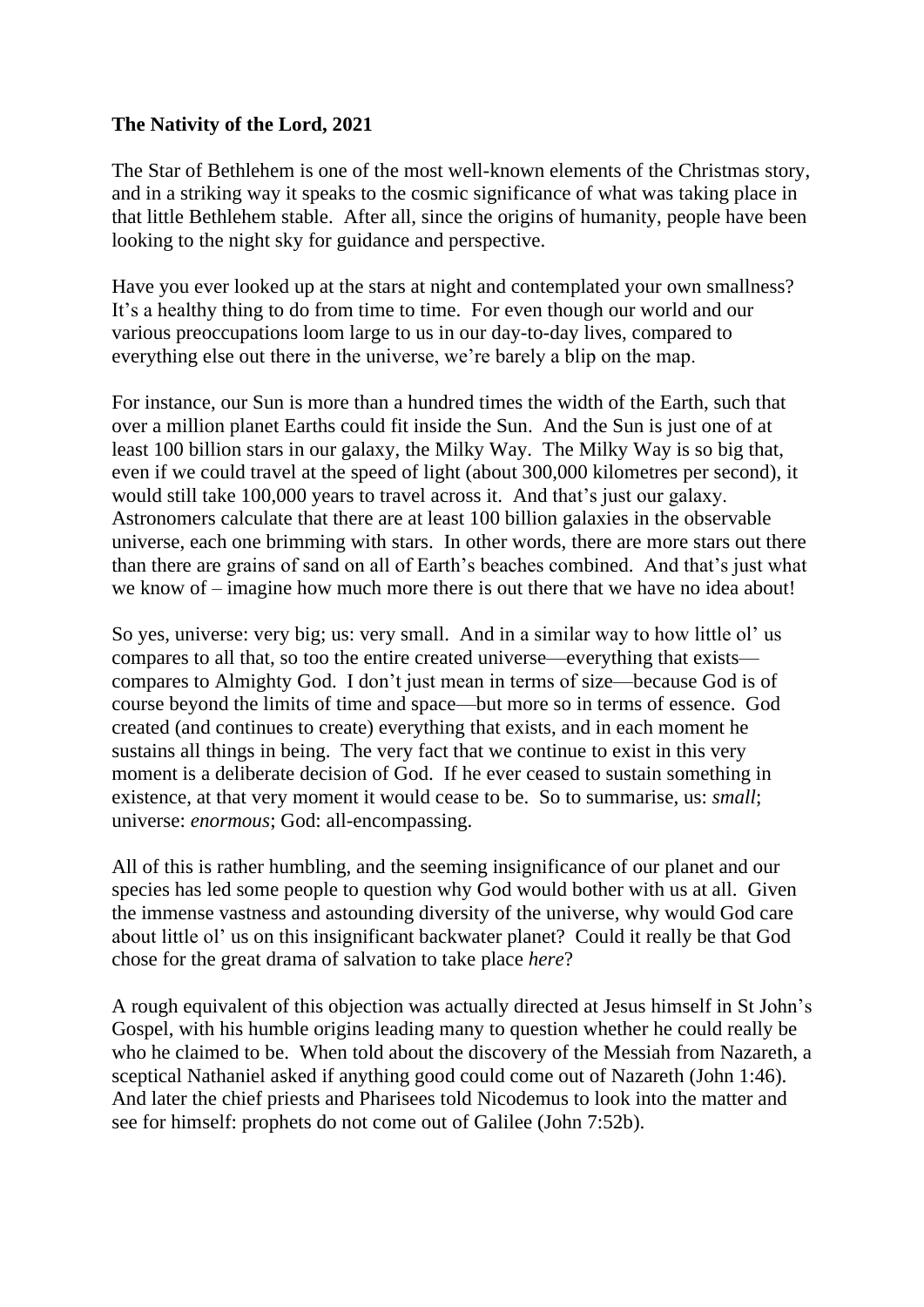**The Nativity of the Lord, 2021**

The Star of Bethlehem is one of the most well-known elements of the Christmas story, and in a striking way it speaks to the cosmic significance of what was taking place in that little Bethlehem stable. After all, since the origins of humanity, people have been looking to the night sky for guidance and perspective.

Have you ever looked up at the stars at night and contemplated your own smallness? It's a healthy thing to do from time to time. For even though our world and our various preoccupations loom large to us in our day-to-day lives, compared to everything else out there in the universe, we're barely a blip on the map.

For instance, our Sun is more than a hundred times the width of the Earth, such that over a million planet Earths could fit inside the Sun. And the Sun is just one of at least 100 billion stars in our galaxy, the Milky Way. The Milky Way is so big that, even if we could travel at the speed of light (about 300,000 kilometres per second), it would still take 100,000 years to travel across it. And that's just our galaxy. Astronomers calculate that there are at least 100 billion galaxies in the observable universe, each one brimming with stars. In other words, there are more stars out there than there are grains of sand on all of Earth's beaches combined. And that's just what we know of – imagine how much more there is out there that we have no idea about!

So yes, universe: very big; us: very small. And in a similar way to how little ol' us compares to all that, so too the entire created universe—everything that exists—compares to Almighty God. I don't just mean in terms of size—because God is of course beyond the limits of time and space—but more so in terms of essence. God created (and continues to create) everything that exists, and in each moment he sustains all things in being. The very fact that we continue to exist in this very moment is a deliberate decision of God. If he ever ceased to sustain something in existence, at that very moment it would cease to be. So to summarise, us: *small*; universe: *enormous*; God: all-encompassing.

All of this is rather humbling, and the seeming insignificance of our planet and our species has led some people to question why God would bother with us at all. Given the immense vastness and astounding diversity of the universe, why would God care about little ol' us on this insignificant backwater planet? Could it really be that God chose for the great drama of salvation to take place *here*?

A rough equivalent of this objection was actually directed at Jesus himself in St John's Gospel, with his humble origins leading many to question whether he could really be who he claimed to be. When told about the discovery of the Messiah from Nazareth, a sceptical Nathaniel asked if anything good could come out of Nazareth (John 1:46). And later the chief priests and Pharisees told Nicodemus to look into the matter and see for himself: prophets do not come out of Galilee (John 7:52b).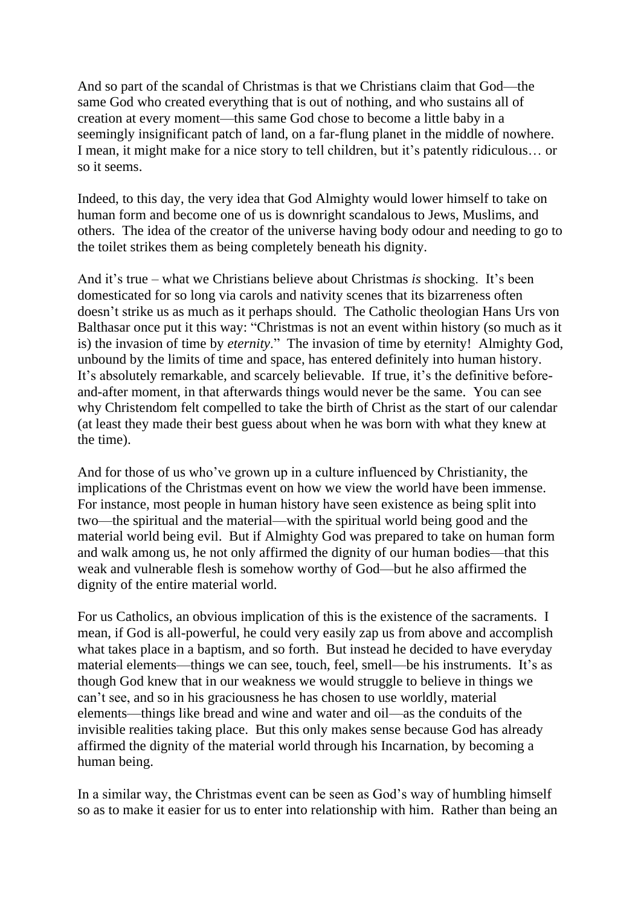And so part of the scandal of Christmas is that we Christians claim that God—the same God who created everything that is out of nothing, and who sustains all of creation at every moment—this same God chose to become a little baby in a seemingly insignificant patch of land, on a far-flung planet in the middle of nowhere. I mean, it might make for a nice story to tell children, but it's patently ridiculous… or so it seems.

Indeed, to this day, the very idea that God Almighty would lower himself to take on human form and become one of us is downright scandalous to Jews, Muslims, and others. The idea of the creator of the universe having body odour and needing to go to the toilet strikes them as being completely beneath his dignity.

And it's true – what we Christians believe about Christmas *is* shocking. It's been domesticated for so long via carols and nativity scenes that its bizarreness often doesn't strike us as much as it perhaps should. The Catholic theologian Hans Urs von Balthasar once put it this way: "Christmas is not an event within history (so much as it is) the invasion of time by *eternity*." The invasion of time by eternity! Almighty God, unbound by the limits of time and space, has entered definitely into human history. It's absolutely remarkable, and scarcely believable. If true, it's the definitive before-and-after moment, in that afterwards things would never be the same. You can see why Christendom felt compelled to take the birth of Christ as the start of our calendar (at least they made their best guess about when he was born with what they knew at the time).

And for those of us who've grown up in a culture influenced by Christianity, the implications of the Christmas event on how we view the world have been immense. For instance, most people in human history have seen existence as being split into two—the spiritual and the material—with the spiritual world being good and the material world being evil. But if Almighty God was prepared to take on human form and walk among us, he not only affirmed the dignity of our human bodies—that this weak and vulnerable flesh is somehow worthy of God—but he also affirmed the dignity of the entire material world.

For us Catholics, an obvious implication of this is the existence of the sacraments. I mean, if God is all-powerful, he could very easily zap us from above and accomplish what takes place in a baptism, and so forth. But instead he decided to have everyday material elements—things we can see, touch, feel, smell—be his instruments. It's as though God knew that in our weakness we would struggle to believe in things we can't see, and so in his graciousness he has chosen to use worldly, material elements—things like bread and wine and water and oil—as the conduits of the invisible realities taking place. But this only makes sense because God has already affirmed the dignity of the material world through his Incarnation, by becoming a human being.

In a similar way, the Christmas event can be seen as God's way of humbling himself so as to make it easier for us to enter into relationship with him. Rather than being an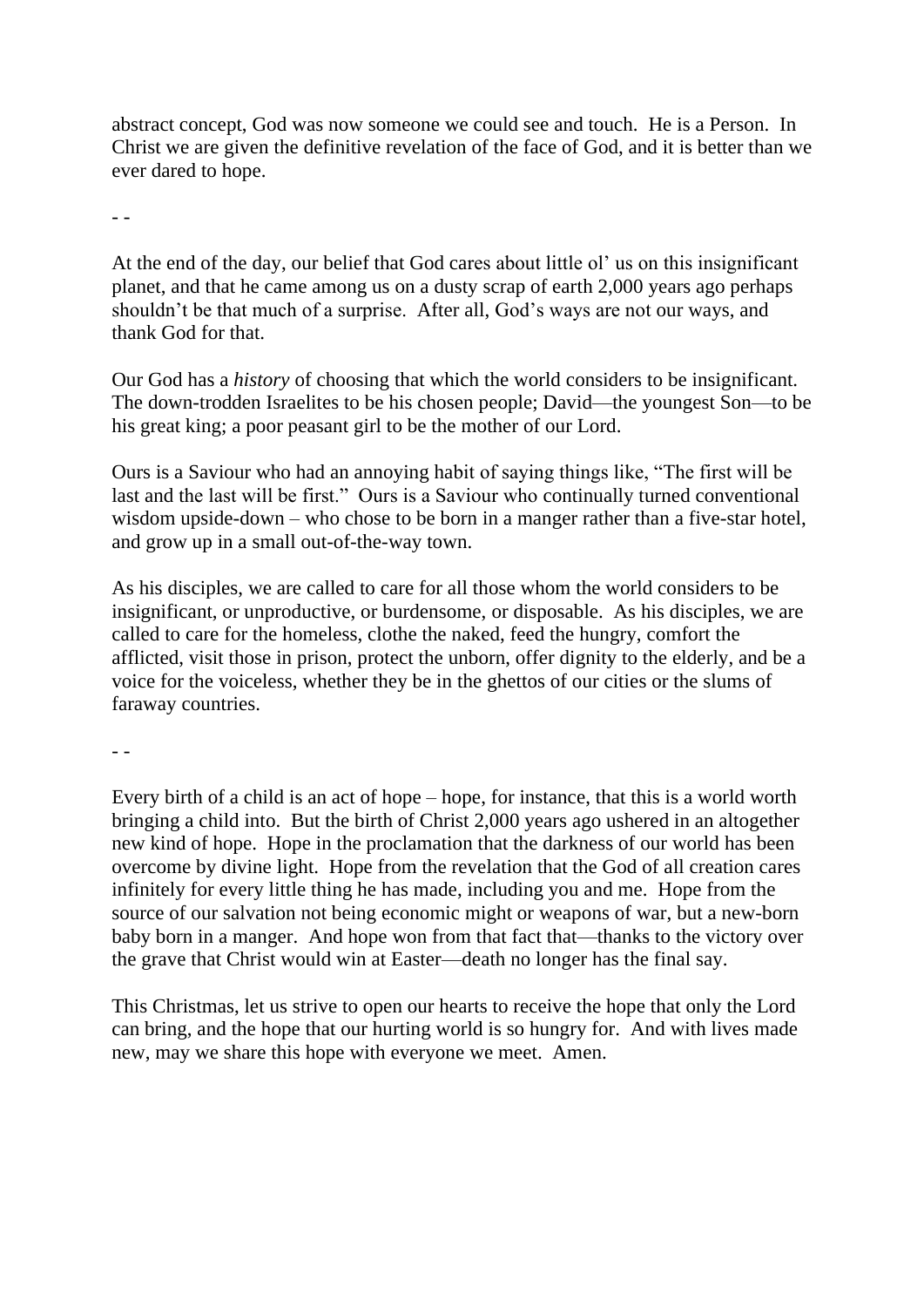abstract concept, God was now someone we could see and touch. He is a Person. In Christ we are given the definitive revelation of the face of God, and it is better than we ever dared to hope.

- -

At the end of the day, our belief that God cares about little ol' us on this insignificant planet, and that he came among us on a dusty scrap of earth 2,000 years ago perhaps shouldn't be that much of a surprise. After all, God's ways are not our ways, and thank God for that.

Our God has a *history* of choosing that which the world considers to be insignificant. The down-trodden Israelites to be his chosen people; David—the youngest Son—to be his great king; a poor peasant girl to be the mother of our Lord.

Ours is a Saviour who had an annoying habit of saying things like, "The first will be last and the last will be first." Ours is a Saviour who continually turned conventional wisdom upside-down – who chose to be born in a manger rather than a five-star hotel, and grow up in a small out-of-the-way town.

As his disciples, we are called to care for all those whom the world considers to be insignificant, or unproductive, or burdensome, or disposable. As his disciples, we are called to care for the homeless, clothe the naked, feed the hungry, comfort the afflicted, visit those in prison, protect the unborn, offer dignity to the elderly, and be a voice for the voiceless, whether they be in the ghettos of our cities or the slums of faraway countries.

- -

Every birth of a child is an act of hope – hope, for instance, that this is a world worth bringing a child into. But the birth of Christ 2,000 years ago ushered in an altogether new kind of hope. Hope in the proclamation that the darkness of our world has been overcome by divine light. Hope from the revelation that the God of all creation cares infinitely for every little thing he has made, including you and me. Hope from the source of our salvation not being economic might or weapons of war, but a new-born baby born in a manger. And hope won from that fact that—thanks to the victory over the grave that Christ would win at Easter—death no longer has the final say.

This Christmas, let us strive to open our hearts to receive the hope that only the Lord can bring, and the hope that our hurting world is so hungry for. And with lives made new, may we share this hope with everyone we meet. Amen.